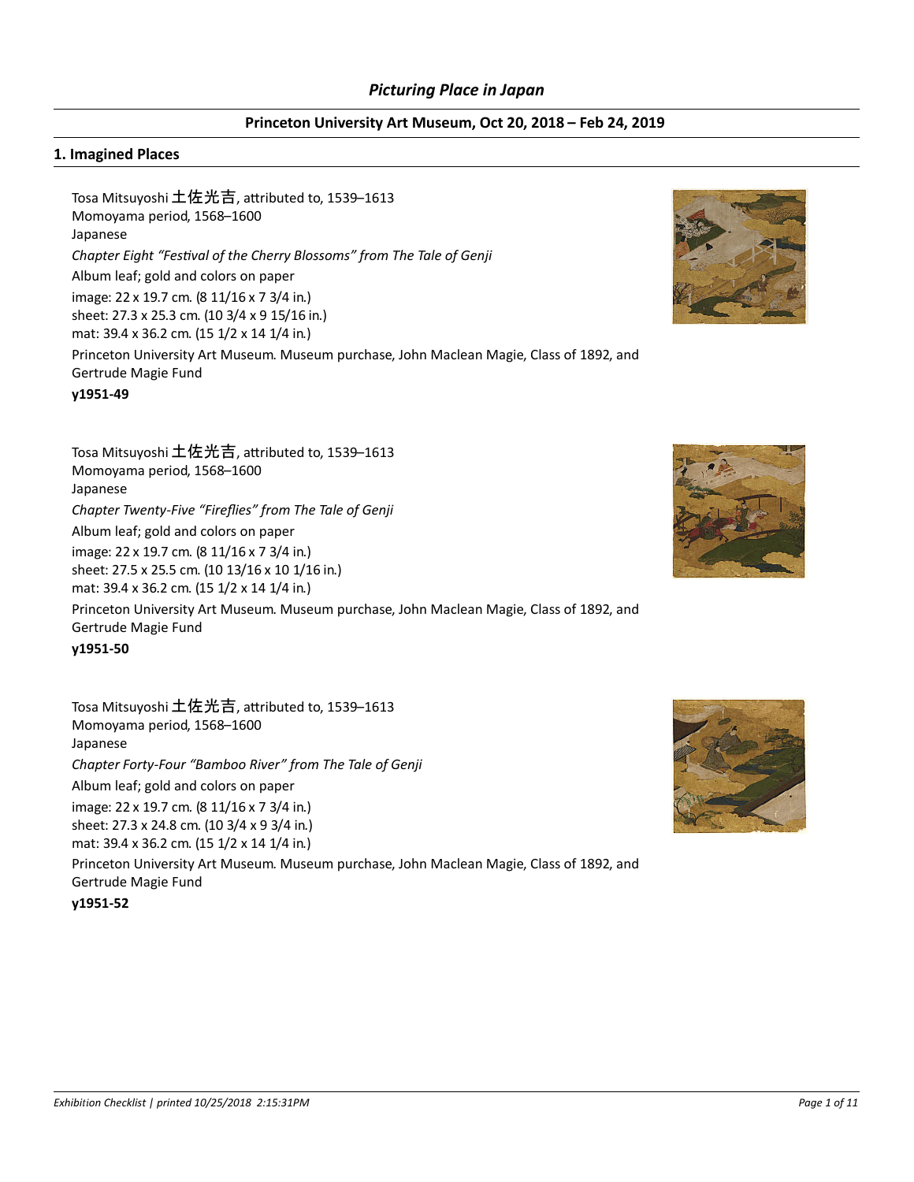# *Picturing Place in Japan*

## Princeton University Art Museum, Oct 20, 2018 – Feb 24, 2019

### 1. Imagined Places

Tosa Mitsuyoshi 土佐光吉, attributed to, 1539–1613
Momoyama period, 1568–1600
Japanese
*Chapter Eight "Festival of the Cherry Blossoms" from The Tale of Genji*
Album leaf; gold and colors on paper
image: 22 x 19.7 cm. (8 11/16 x 7 3/4 in.)
sheet: 27.3 x 25.3 cm. (10 3/4 x 9 15/16 in.)
mat: 39.4 x 36.2 cm. (15 1/2 x 14 1/4 in.)
Princeton University Art Museum. Museum purchase, John Maclean Magie, Class of 1892, and Gertrude Magie Fund
**y1951-49**

Tosa Mitsuyoshi 土佐光吉, attributed to, 1539–1613
Momoyama period, 1568–1600
Japanese
*Chapter Twenty-Five "Fireflies" from The Tale of Genji*
Album leaf; gold and colors on paper
image: 22 x 19.7 cm. (8 11/16 x 7 3/4 in.)
sheet: 27.5 x 25.5 cm. (10 13/16 x 10 1/16 in.)
mat: 39.4 x 36.2 cm. (15 1/2 x 14 1/4 in.)
Princeton University Art Museum. Museum purchase, John Maclean Magie, Class of 1892, and Gertrude Magie Fund
**y1951-50**

Tosa Mitsuyoshi 土佐光吉, attributed to, 1539–1613
Momoyama period, 1568–1600
Japanese
*Chapter Forty-Four "Bamboo River" from The Tale of Genji*
Album leaf; gold and colors on paper
image: 22 x 19.7 cm. (8 11/16 x 7 3/4 in.)
sheet: 27.3 x 24.8 cm. (10 3/4 x 9 3/4 in.)
mat: 39.4 x 36.2 cm. (15 1/2 x 14 1/4 in.)
Princeton University Art Museum. Museum purchase, John Maclean Magie, Class of 1892, and Gertrude Magie Fund
**y1951-52**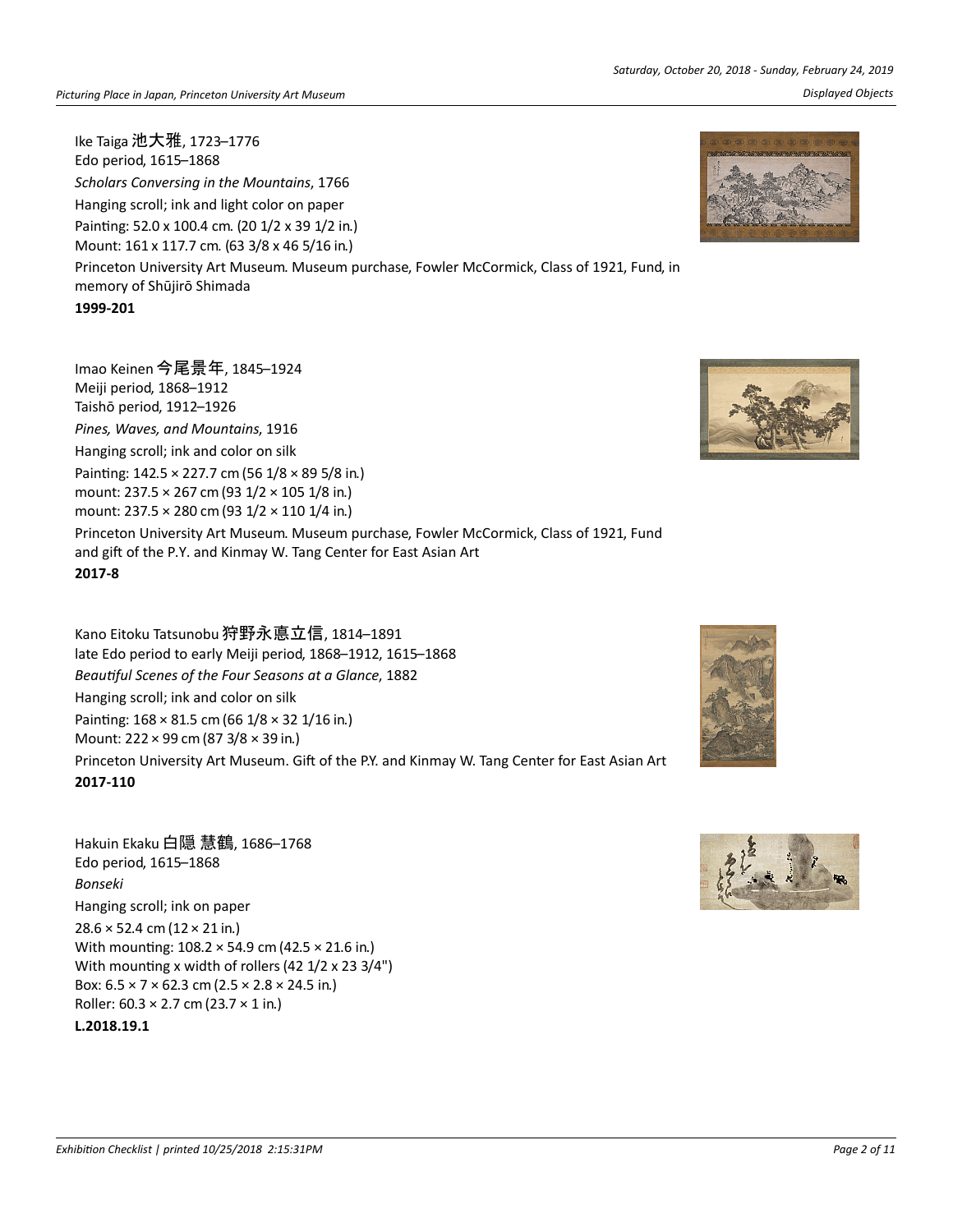Ike Taiga 池大雅, 1723–1776
Edo period, 1615–1868
*Scholars Conversing in the Mountains*, 1766
Hanging scroll; ink and light color on paper
Painting: 52.0 x 100.4 cm. (20 1/2 x 39 1/2 in.)
Mount: 161 x 117.7 cm. (63 3/8 x 46 5/16 in.)
Princeton University Art Museum. Museum purchase, Fowler McCormick, Class of 1921, Fund, in memory of Shūjirō Shimada
**1999-201**

Imao Keinen 今尾景年, 1845–1924
Meiji period, 1868–1912
Taishō period, 1912–1926
*Pines, Waves, and Mountains*, 1916
Hanging scroll; ink and color on silk
Painting: 142.5 × 227.7 cm (56 1/8 × 89 5/8 in.)
mount: 237.5 × 267 cm (93 1/2 × 105 1/8 in.)
mount: 237.5 × 280 cm (93 1/2 × 110 1/4 in.)
Princeton University Art Museum. Museum purchase, Fowler McCormick, Class of 1921, Fund and gift of the P.Y. and Kinmay W. Tang Center for East Asian Art
**2017-8**

Kano Eitoku Tatsunobu 狩野永悳立信, 1814–1891
late Edo period to early Meiji period, 1868–1912, 1615–1868
*Beautiful Scenes of the Four Seasons at a Glance*, 1882
Hanging scroll; ink and color on silk
Painting: 168 × 81.5 cm (66 1/8 × 32 1/16 in.)
Mount: 222 × 99 cm (87 3/8 × 39 in.)
Princeton University Art Museum. Gift of the P.Y. and Kinmay W. Tang Center for East Asian Art
**2017-110**

Hakuin Ekaku 白隠 慧鶴, 1686–1768
Edo period, 1615–1868
*Bonseki*
Hanging scroll; ink on paper
28.6 × 52.4 cm (12 × 21 in.)
With mounting: 108.2 × 54.9 cm (42.5 × 21.6 in.)
With mounting x width of rollers (42 1/2 x 23 3/4")
Box: 6.5 × 7 × 62.3 cm (2.5 × 2.8 × 24.5 in.)
Roller: 60.3 × 2.7 cm (23.7 × 1 in.)
**L.2018.19.1**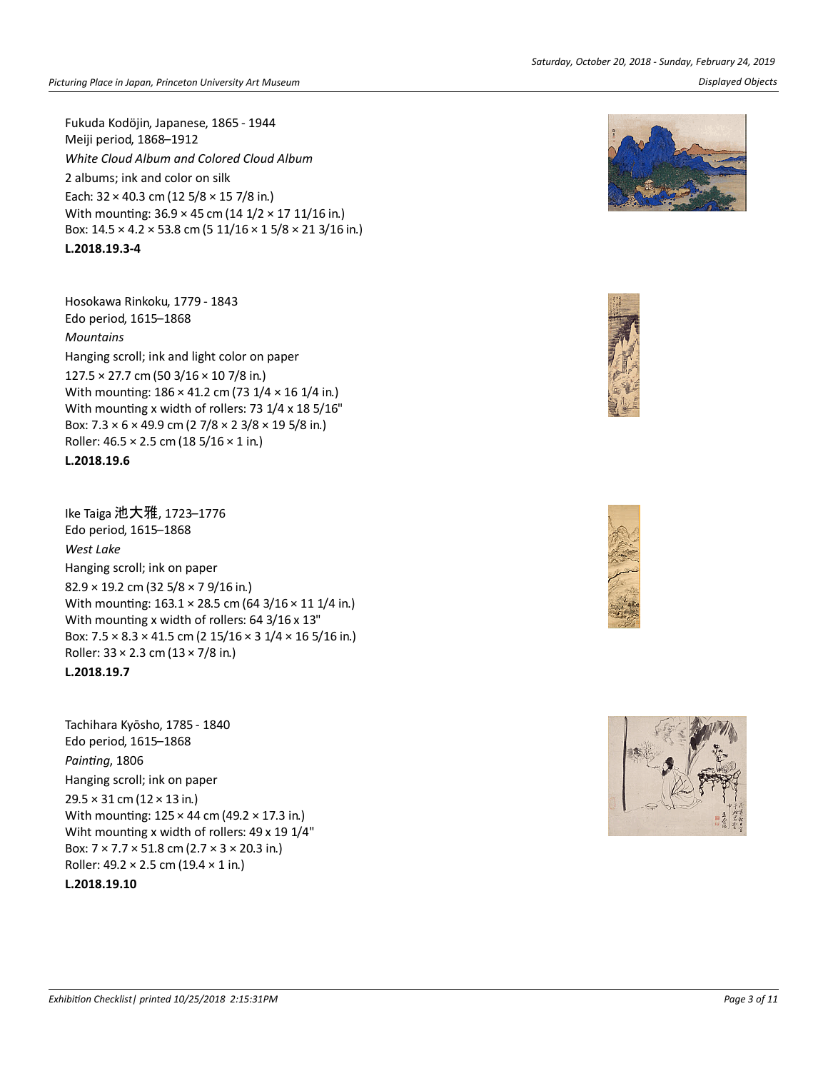Fukuda Kodōjin, Japanese, 1865 - 1944
Meiji period, 1868–1912
*White Cloud Album and Colored Cloud Album*
2 albums; ink and color on silk
Each: 32 × 40.3 cm (12 5/8 × 15 7/8 in.)
With mounting: 36.9 × 45 cm (14 1/2 × 17 11/16 in.)
Box: 14.5 × 4.2 × 53.8 cm (5 11/16 × 1 5/8 × 21 3/16 in.)
**L.2018.19.3-4**

Hosokawa Rinkoku, 1779 - 1843
Edo period, 1615–1868
*Mountains*
Hanging scroll; ink and light color on paper
127.5 × 27.7 cm (50 3/16 × 10 7/8 in.)
With mounting: 186 × 41.2 cm (73 1/4 × 16 1/4 in.)
With mounting x width of rollers: 73 1/4 x 18 5/16"
Box: 7.3 × 6 × 49.9 cm (2 7/8 × 2 3/8 × 19 5/8 in.)
Roller: 46.5 × 2.5 cm (18 5/16 × 1 in.)
**L.2018.19.6**

Ike Taiga 池大雅, 1723–1776
Edo period, 1615–1868
*West Lake*
Hanging scroll; ink on paper
82.9 × 19.2 cm (32 5/8 × 7 9/16 in.)
With mounting: 163.1 × 28.5 cm (64 3/16 × 11 1/4 in.)
With mounting x width of rollers: 64 3/16 x 13"
Box: 7.5 × 8.3 × 41.5 cm (2 15/16 × 3 1/4 × 16 5/16 in.)
Roller: 33 × 2.3 cm (13 × 7/8 in.)
**L.2018.19.7**

Tachihara Kyōsho, 1785 - 1840
Edo period, 1615–1868
*Painting*, 1806
Hanging scroll; ink on paper
29.5 × 31 cm (12 × 13 in.)
With mounting: 125 × 44 cm (49.2 × 17.3 in.)
Wiht mounting x width of rollers: 49 x 19 1/4"
Box: 7 × 7.7 × 51.8 cm (2.7 × 3 × 20.3 in.)
Roller: 49.2 × 2.5 cm (19.4 × 1 in.)
**L.2018.19.10**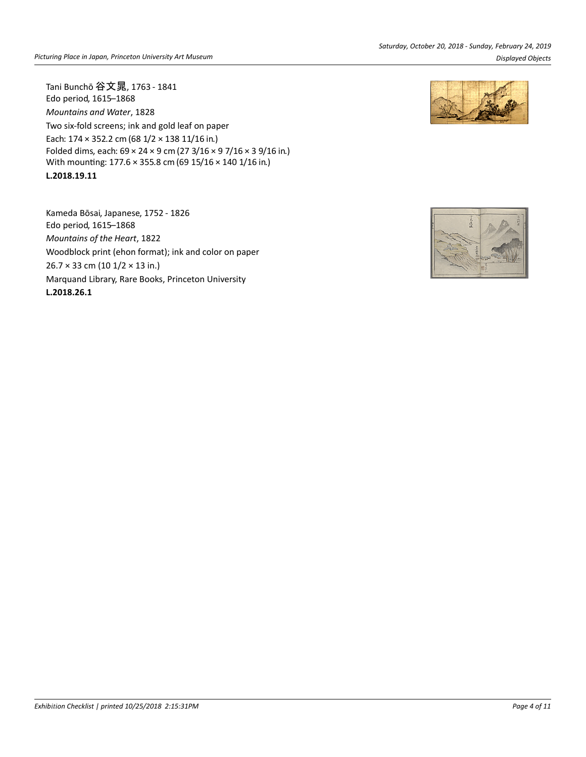Tani Bunchō 谷文晁, 1763 - 1841
Edo period, 1615–1868
*Mountains and Water*, 1828
Two six-fold screens; ink and gold leaf on paper
Each: 174 × 352.2 cm (68 1/2 × 138 11/16 in.)
Folded dims, each: 69 × 24 × 9 cm (27 3/16 × 9 7/16 × 3 9/16 in.)
With mounting: 177.6 × 355.8 cm (69 15/16 × 140 1/16 in.)
**L.2018.19.11**

Kameda Bōsai, Japanese, 1752 - 1826
Edo period, 1615–1868
*Mountains of the Heart*, 1822
Woodblock print (ehon format); ink and color on paper
26.7 × 33 cm (10 1/2 × 13 in.)
Marquand Library, Rare Books, Princeton University
**L.2018.26.1**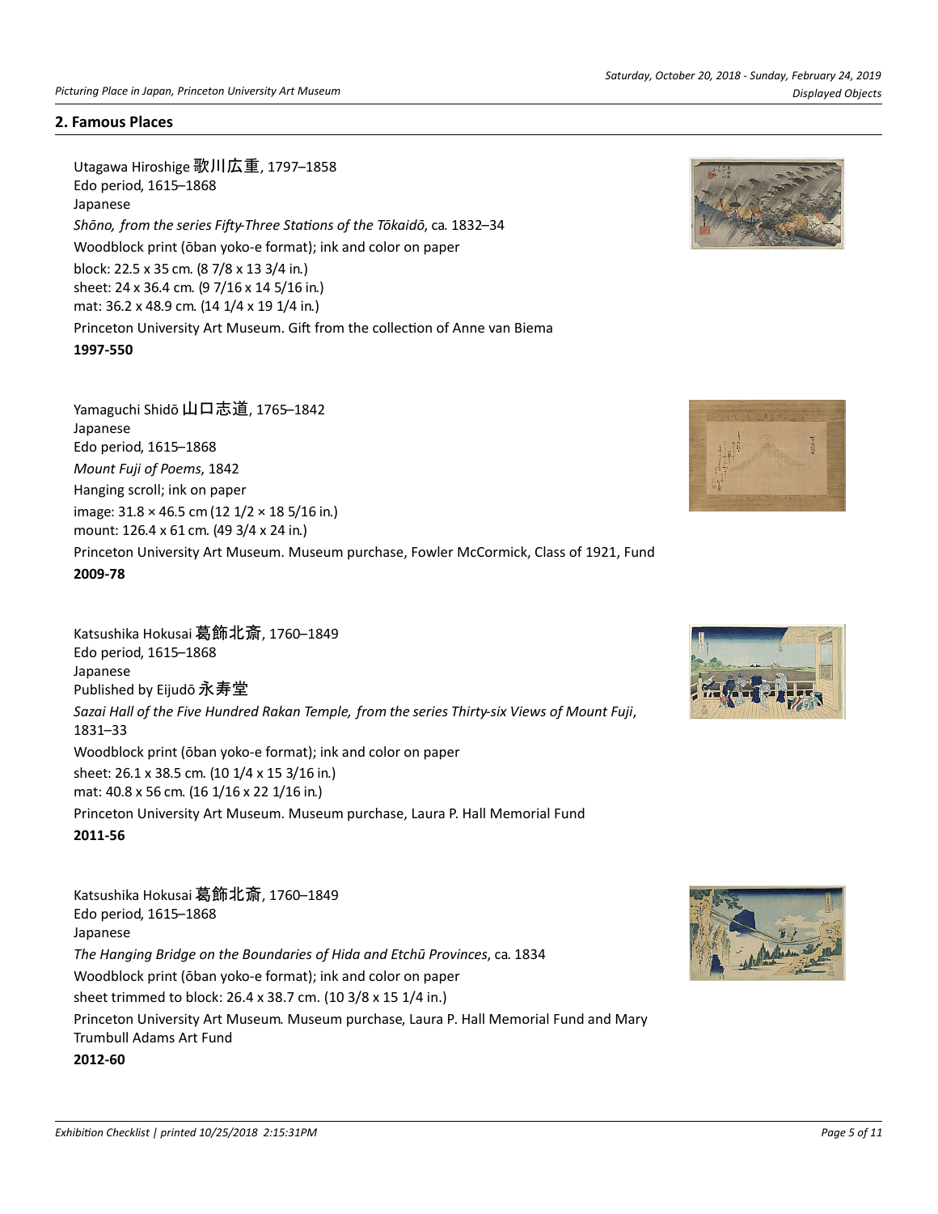## 2. Famous Places

Utagawa Hiroshige 歌川広重, 1797–1858
Edo period, 1615–1868
Japanese
*Shōno, from the series Fifty-Three Stations of the Tōkaidō*, ca. 1832–34
Woodblock print (ōban yoko-e format); ink and color on paper
block: 22.5 x 35 cm. (8 7/8 x 13 3/4 in.)
sheet: 24 x 36.4 cm. (9 7/16 x 14 5/16 in.)
mat: 36.2 x 48.9 cm. (14 1/4 x 19 1/4 in.)
Princeton University Art Museum. Gift from the collection of Anne van Biema
**1997-550**

Yamaguchi Shidō 山口志道, 1765–1842
Japanese
Edo period, 1615–1868
*Mount Fuji of Poems*, 1842
Hanging scroll; ink on paper
image: 31.8 × 46.5 cm (12 1/2 × 18 5/16 in.)
mount: 126.4 x 61 cm. (49 3/4 x 24 in.)
Princeton University Art Museum. Museum purchase, Fowler McCormick, Class of 1921, Fund
**2009-78**

Katsushika Hokusai 葛飾北斎, 1760–1849
Edo period, 1615–1868
Japanese
Published by Eijudō 永寿堂
*Sazai Hall of the Five Hundred Rakan Temple, from the series Thirty-six Views of Mount Fuji*, 1831–33
Woodblock print (ōban yoko-e format); ink and color on paper
sheet: 26.1 x 38.5 cm. (10 1/4 x 15 3/16 in.)
mat: 40.8 x 56 cm. (16 1/16 x 22 1/16 in.)
Princeton University Art Museum. Museum purchase, Laura P. Hall Memorial Fund
**2011-56**

Katsushika Hokusai 葛飾北斎, 1760–1849
Edo period, 1615–1868
Japanese
*The Hanging Bridge on the Boundaries of Hida and Etchū Provinces*, ca. 1834
Woodblock print (ōban yoko-e format); ink and color on paper
sheet trimmed to block: 26.4 x 38.7 cm. (10 3/8 x 15 1/4 in.)
Princeton University Art Museum. Museum purchase, Laura P. Hall Memorial Fund and Mary Trumbull Adams Art Fund
**2012-60**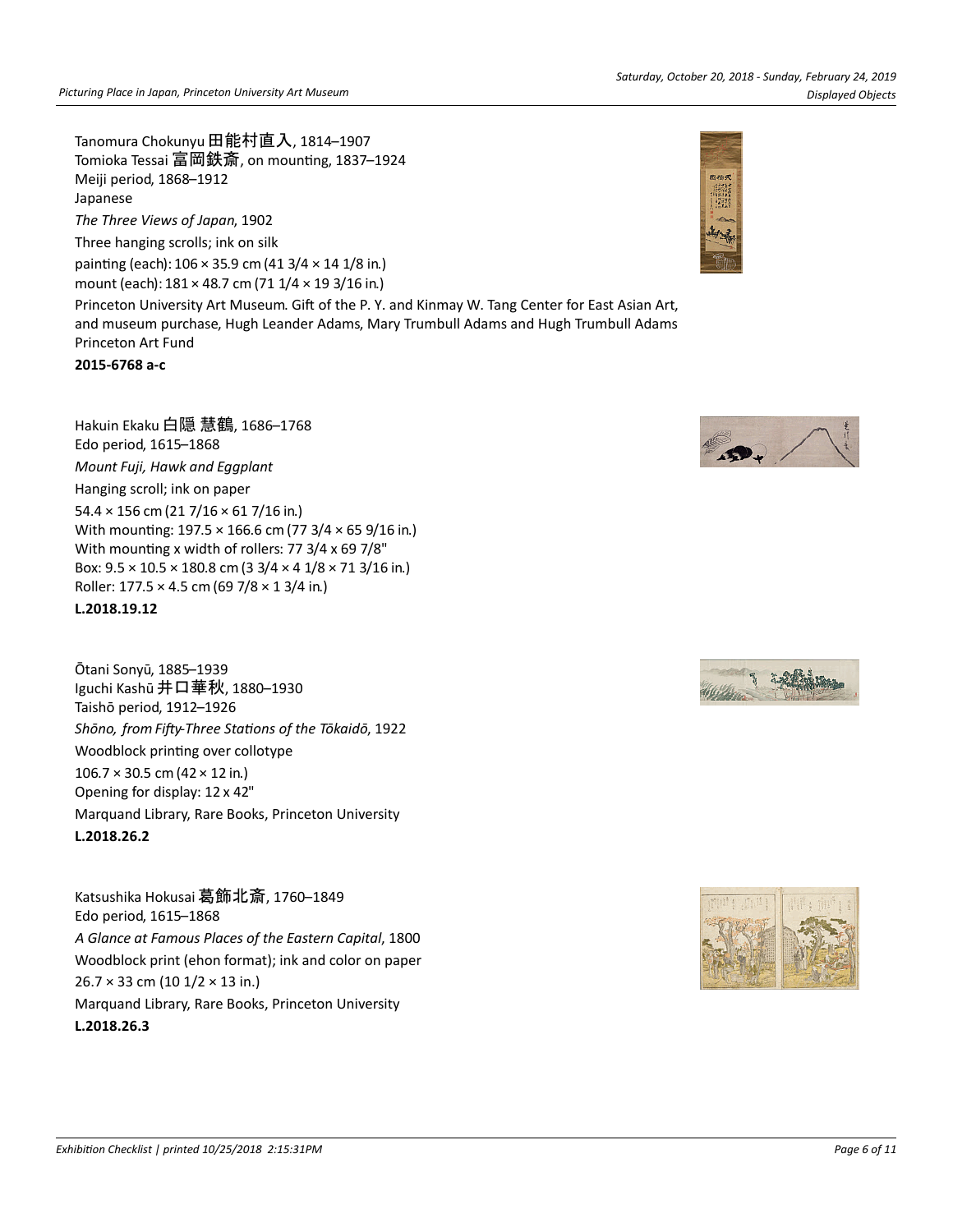Tanomura Chokunyu 田能村直入, 1814–1907
Tomioka Tessai 富岡鉄斎, on mounting, 1837–1924
Meiji period, 1868–1912
Japanese
*The Three Views of Japan*, 1902
Three hanging scrolls; ink on silk
painting (each): 106 × 35.9 cm (41 3/4 × 14 1/8 in.)
mount (each): 181 × 48.7 cm (71 1/4 × 19 3/16 in.)
Princeton University Art Museum. Gift of the P. Y. and Kinmay W. Tang Center for East Asian Art, and museum purchase, Hugh Leander Adams, Mary Trumbull Adams and Hugh Trumbull Adams Princeton Art Fund
**2015-6768 a-c**

Hakuin Ekaku 白隠 慧鶴, 1686–1768
Edo period, 1615–1868
*Mount Fuji, Hawk and Eggplant*
Hanging scroll; ink on paper
54.4 × 156 cm (21 7/16 × 61 7/16 in.)
With mounting: 197.5 × 166.6 cm (77 3/4 × 65 9/16 in.)
With mounting x width of rollers: 77 3/4 x 69 7/8"
Box: 9.5 × 10.5 × 180.8 cm (3 3/4 × 4 1/8 × 71 3/16 in.)
Roller: 177.5 × 4.5 cm (69 7/8 × 1 3/4 in.)
**L.2018.19.12**

Ōtani Sonyū, 1885–1939
Iguchi Kashū 井口華秋, 1880–1930
Taishō period, 1912–1926
*Shōno, from Fifty-Three Stations of the Tōkaidō*, 1922
Woodblock printing over collotype
106.7 × 30.5 cm (42 × 12 in.)
Opening for display: 12 x 42"
Marquand Library, Rare Books, Princeton University
**L.2018.26.2**

Katsushika Hokusai 葛飾北斎, 1760–1849
Edo period, 1615–1868
*A Glance at Famous Places of the Eastern Capital*, 1800
Woodblock print (ehon format); ink and color on paper
26.7 × 33 cm (10 1/2 × 13 in.)
Marquand Library, Rare Books, Princeton University
**L.2018.26.3**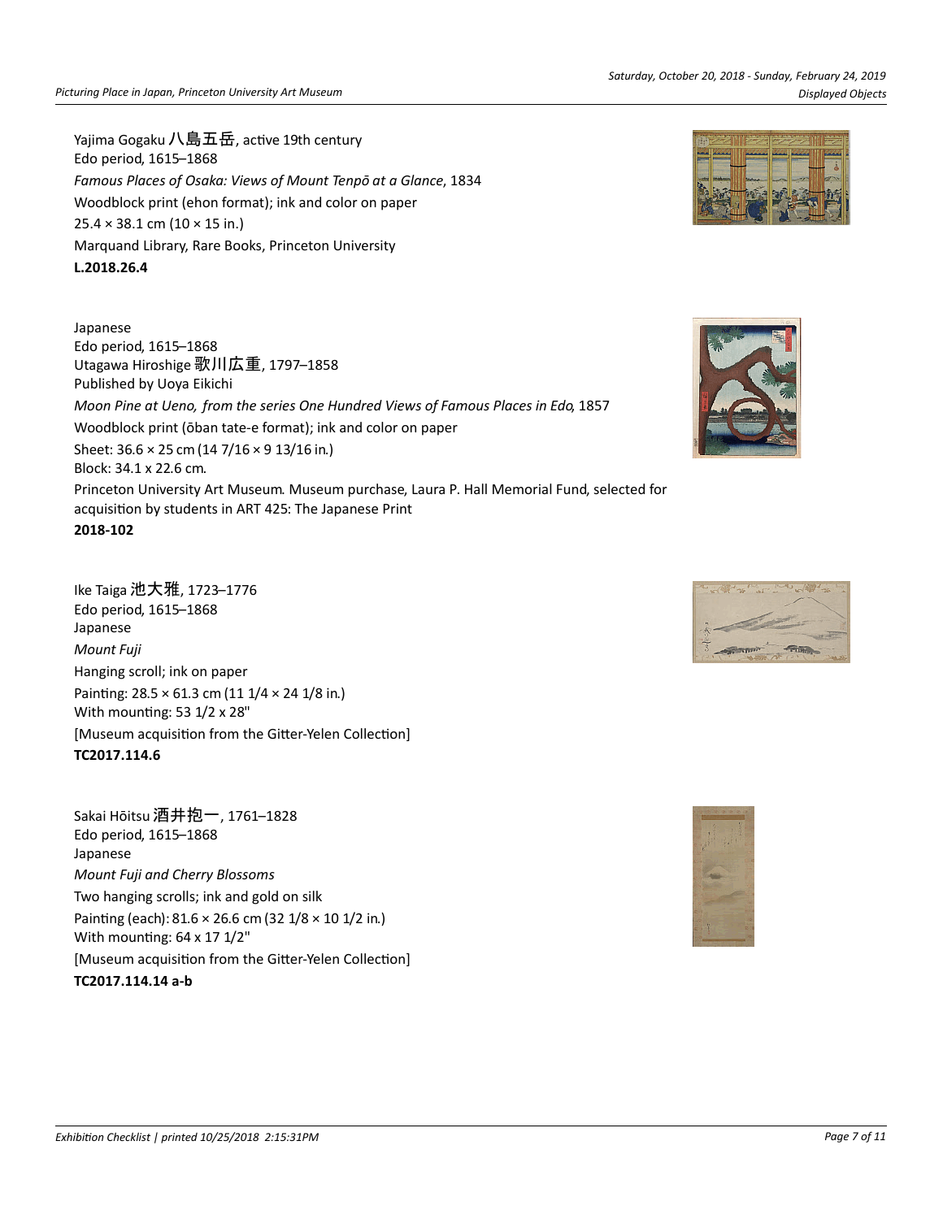Yajima Gogaku 八島五岳, active 19th century
Edo period, 1615–1868
*Famous Places of Osaka: Views of Mount Tenpō at a Glance*, 1834
Woodblock print (ehon format); ink and color on paper
25.4 × 38.1 cm (10 × 15 in.)
Marquand Library, Rare Books, Princeton University
**L.2018.26.4**

Japanese
Edo period, 1615–1868
Utagawa Hiroshige 歌川広重, 1797–1858
Published by Uoya Eikichi
*Moon Pine at Ueno, from the series One Hundred Views of Famous Places in Edo*, 1857
Woodblock print (ōban tate-e format); ink and color on paper
Sheet: 36.6 × 25 cm (14 7/16 × 9 13/16 in.)
Block: 34.1 x 22.6 cm.
Princeton University Art Museum. Museum purchase, Laura P. Hall Memorial Fund, selected for acquisition by students in ART 425: The Japanese Print
**2018-102**

Ike Taiga 池大雅, 1723–1776
Edo period, 1615–1868
Japanese
*Mount Fuji*
Hanging scroll; ink on paper
Painting: 28.5 × 61.3 cm (11 1/4 × 24 1/8 in.)
With mounting: 53 1/2 x 28"
[Museum acquisition from the Gitter-Yelen Collection]
**TC2017.114.6**

Sakai Hōitsu 酒井抱一, 1761–1828
Edo period, 1615–1868
Japanese
*Mount Fuji and Cherry Blossoms*
Two hanging scrolls; ink and gold on silk
Painting (each): 81.6 × 26.6 cm (32 1/8 × 10 1/2 in.)
With mounting: 64 x 17 1/2"
[Museum acquisition from the Gitter-Yelen Collection]
**TC2017.114.14 a-b**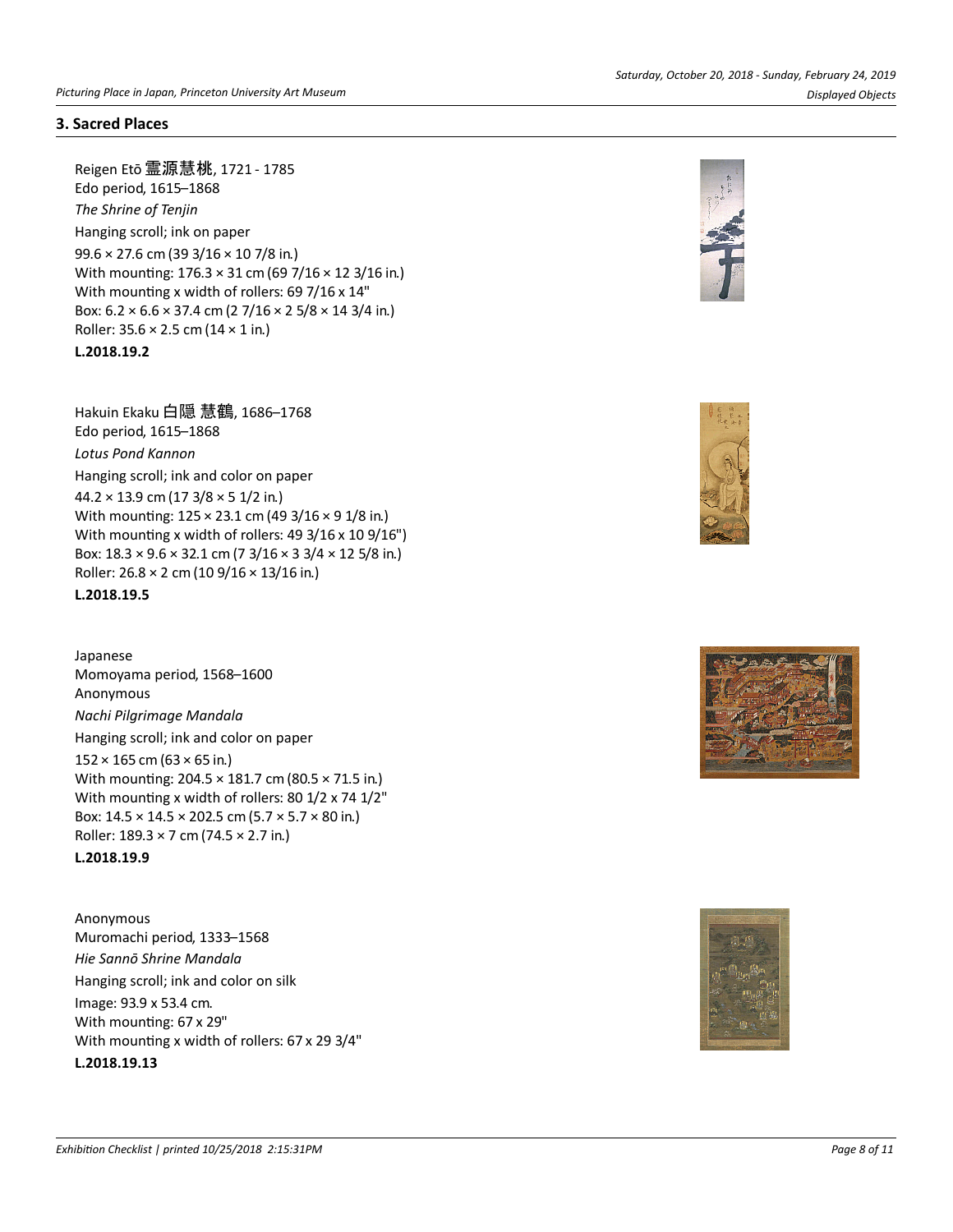## 3. Sacred Places

Reigen Etō 霊源慧桃, 1721 - 1785
Edo period, 1615–1868
*The Shrine of Tenjin*
Hanging scroll; ink on paper
99.6 × 27.6 cm (39 3/16 × 10 7/8 in.)
With mounting: 176.3 × 31 cm (69 7/16 × 12 3/16 in.)
With mounting x width of rollers: 69 7/16 x 14"
Box: 6.2 × 6.6 × 37.4 cm (2 7/16 × 2 5/8 × 14 3/4 in.)
Roller: 35.6 × 2.5 cm (14 × 1 in.)
**L.2018.19.2**

Hakuin Ekaku 白隠 慧鶴, 1686–1768
Edo period, 1615–1868
*Lotus Pond Kannon*
Hanging scroll; ink and color on paper
44.2 × 13.9 cm (17 3/8 × 5 1/2 in.)
With mounting: 125 × 23.1 cm (49 3/16 × 9 1/8 in.)
With mounting x width of rollers: 49 3/16 x 10 9/16")
Box: 18.3 × 9.6 × 32.1 cm (7 3/16 × 3 3/4 × 12 5/8 in.)
Roller: 26.8 × 2 cm (10 9/16 × 13/16 in.)
**L.2018.19.5**

Japanese
Momoyama period, 1568–1600
Anonymous
*Nachi Pilgrimage Mandala*
Hanging scroll; ink and color on paper
152 × 165 cm (63 × 65 in.)
With mounting: 204.5 × 181.7 cm (80.5 × 71.5 in.)
With mounting x width of rollers: 80 1/2 x 74 1/2"
Box: 14.5 × 14.5 × 202.5 cm (5.7 × 5.7 × 80 in.)
Roller: 189.3 × 7 cm (74.5 × 2.7 in.)
**L.2018.19.9**

Anonymous
Muromachi period, 1333–1568
*Hie Sannō Shrine Mandala*
Hanging scroll; ink and color on silk
Image: 93.9 x 53.4 cm.
With mounting: 67 x 29"
With mounting x width of rollers: 67 x 29 3/4"
**L.2018.19.13**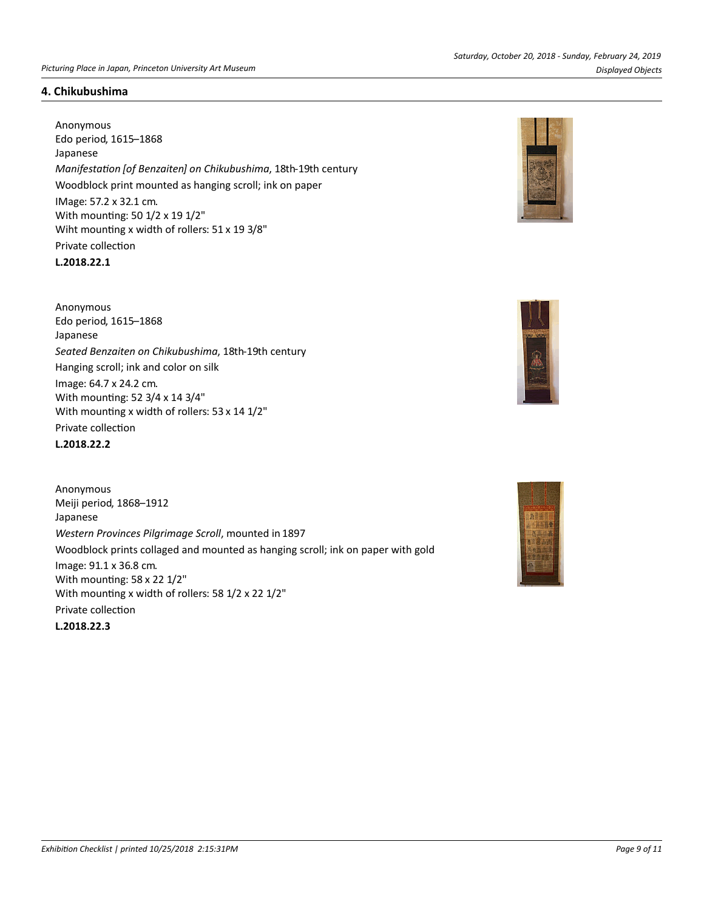## 4. Chikubushima

Anonymous
Edo period, 1615–1868
Japanese
*Manifestation [of Benzaiten] on Chikubushima*, 18th-19th century
Woodblock print mounted as hanging scroll; ink on paper
IMage: 57.2 x 32.1 cm.
With mounting: 50 1/2 x 19 1/2"
Wiht mounting x width of rollers: 51 x 19 3/8"
Private collection
**L.2018.22.1**

Anonymous
Edo period, 1615–1868
Japanese
*Seated Benzaiten on Chikubushima*, 18th-19th century
Hanging scroll; ink and color on silk
Image: 64.7 x 24.2 cm.
With mounting: 52 3/4 x 14 3/4"
With mounting x width of rollers: 53 x 14 1/2"
Private collection
**L.2018.22.2**

Anonymous
Meiji period, 1868–1912
Japanese
*Western Provinces Pilgrimage Scroll*, mounted in 1897
Woodblock prints collaged and mounted as hanging scroll; ink on paper with gold
Image: 91.1 x 36.8 cm.
With mounting: 58 x 22 1/2"
With mounting x width of rollers: 58 1/2 x 22 1/2"
Private collection
**L.2018.22.3**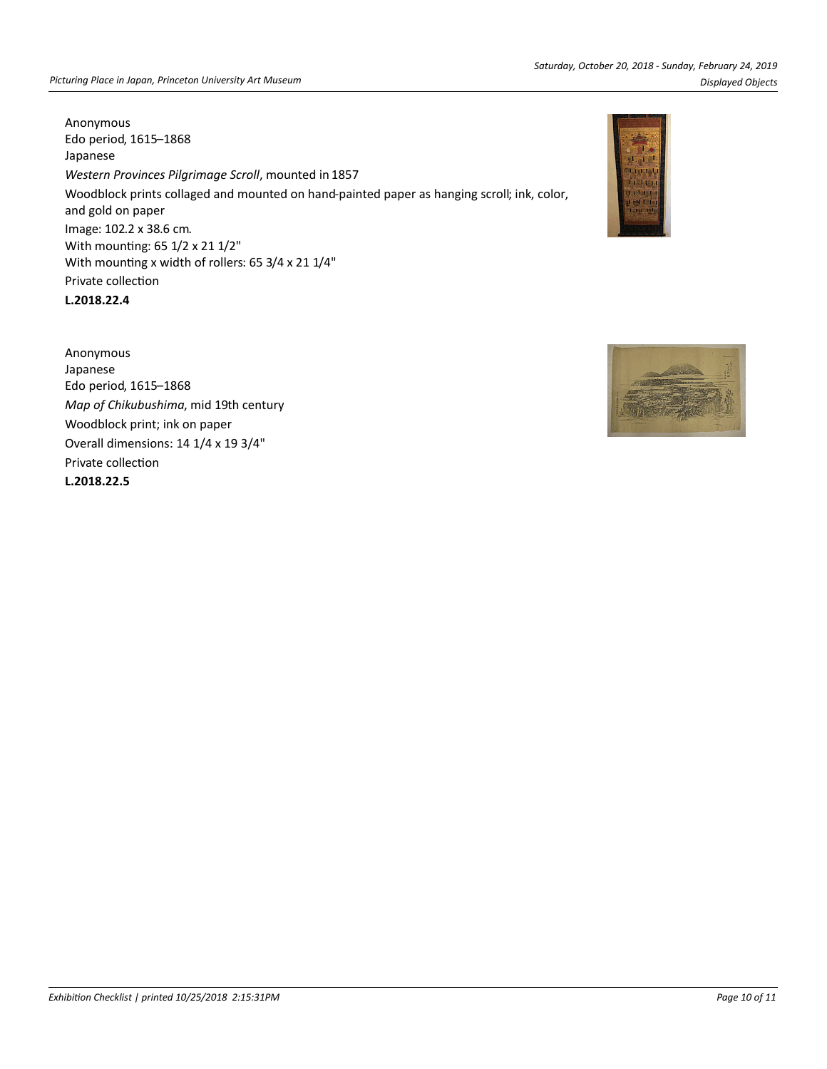Anonymous
Edo period, 1615–1868
Japanese
*Western Provinces Pilgrimage Scroll*, mounted in 1857
Woodblock prints collaged and mounted on hand-painted paper as hanging scroll; ink, color, and gold on paper
Image: 102.2 x 38.6 cm.
With mounting: 65 1/2 x 21 1/2"
With mounting x width of rollers: 65 3/4 x 21 1/4"
Private collection
**L.2018.22.4**

Anonymous
Japanese
Edo period, 1615–1868
*Map of Chikubushima*, mid 19th century
Woodblock print; ink on paper
Overall dimensions: 14 1/4 x 19 3/4"
Private collection
**L.2018.22.5**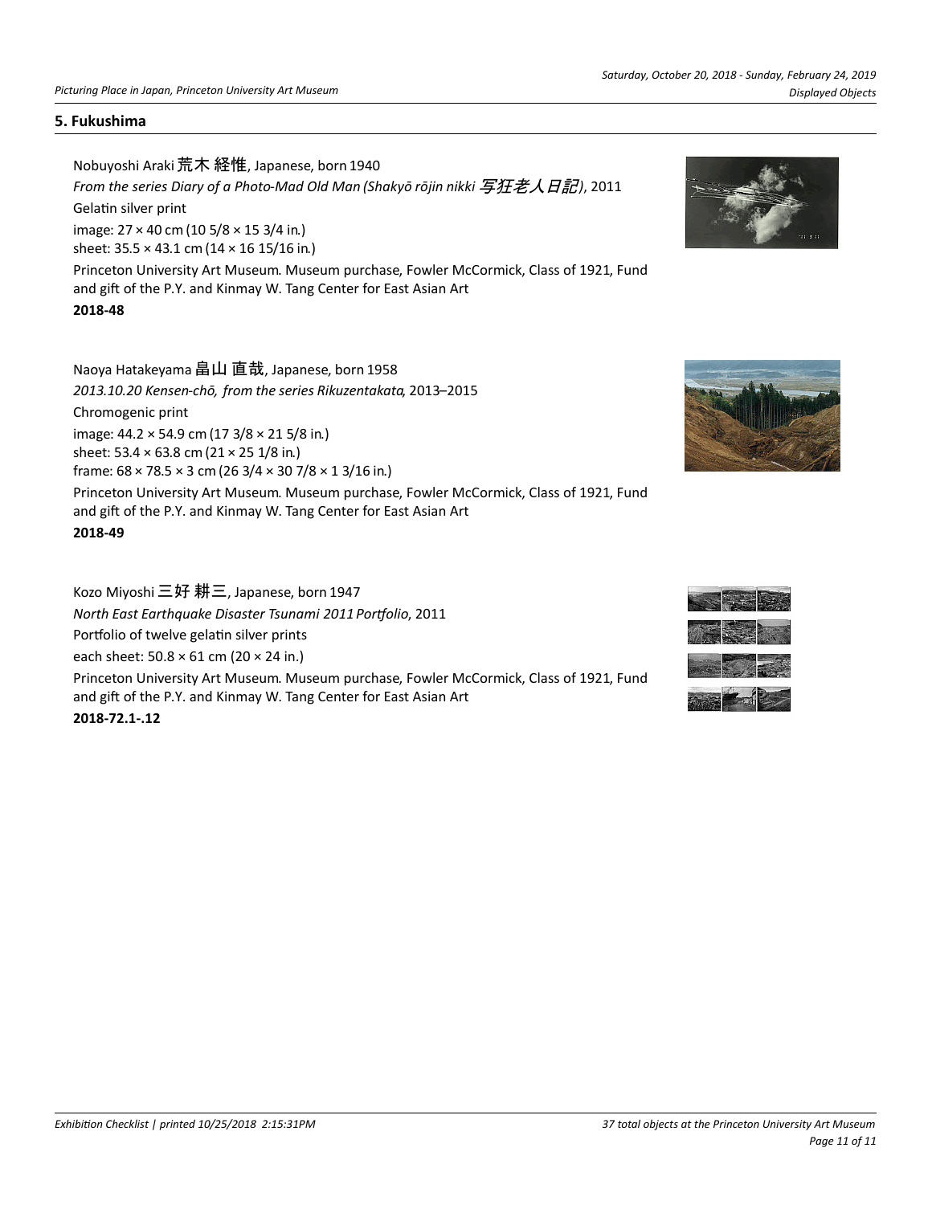## 5. Fukushima

Nobuyoshi Araki 荒木 経惟, Japanese, born 1940
*From the series Diary of a Photo-Mad Old Man (Shakyō rōjin nikki 写狂老人日記)*, 2011
Gelatin silver print
image: 27 × 40 cm (10 5/8 × 15 3/4 in.)
sheet: 35.5 × 43.1 cm (14 × 16 15/16 in.)
Princeton University Art Museum. Museum purchase, Fowler McCormick, Class of 1921, Fund and gift of the P.Y. and Kinmay W. Tang Center for East Asian Art
**2018-48**

Naoya Hatakeyama 畠山 直哉, Japanese, born 1958
*2013.10.20 Kensen-chō, from the series Rikuzentakata*, 2013–2015
Chromogenic print
image: 44.2 × 54.9 cm (17 3/8 × 21 5/8 in.)
sheet: 53.4 × 63.8 cm (21 × 25 1/8 in.)
frame: 68 × 78.5 × 3 cm (26 3/4 × 30 7/8 × 1 3/16 in.)
Princeton University Art Museum. Museum purchase, Fowler McCormick, Class of 1921, Fund and gift of the P.Y. and Kinmay W. Tang Center for East Asian Art
**2018-49**

Kozo Miyoshi 三好 耕三, Japanese, born 1947
*North East Earthquake Disaster Tsunami 2011 Portfolio*, 2011
Portfolio of twelve gelatin silver prints
each sheet: 50.8 × 61 cm (20 × 24 in.)
Princeton University Art Museum. Museum purchase, Fowler McCormick, Class of 1921, Fund and gift of the P.Y. and Kinmay W. Tang Center for East Asian Art
**2018-72.1-.12**